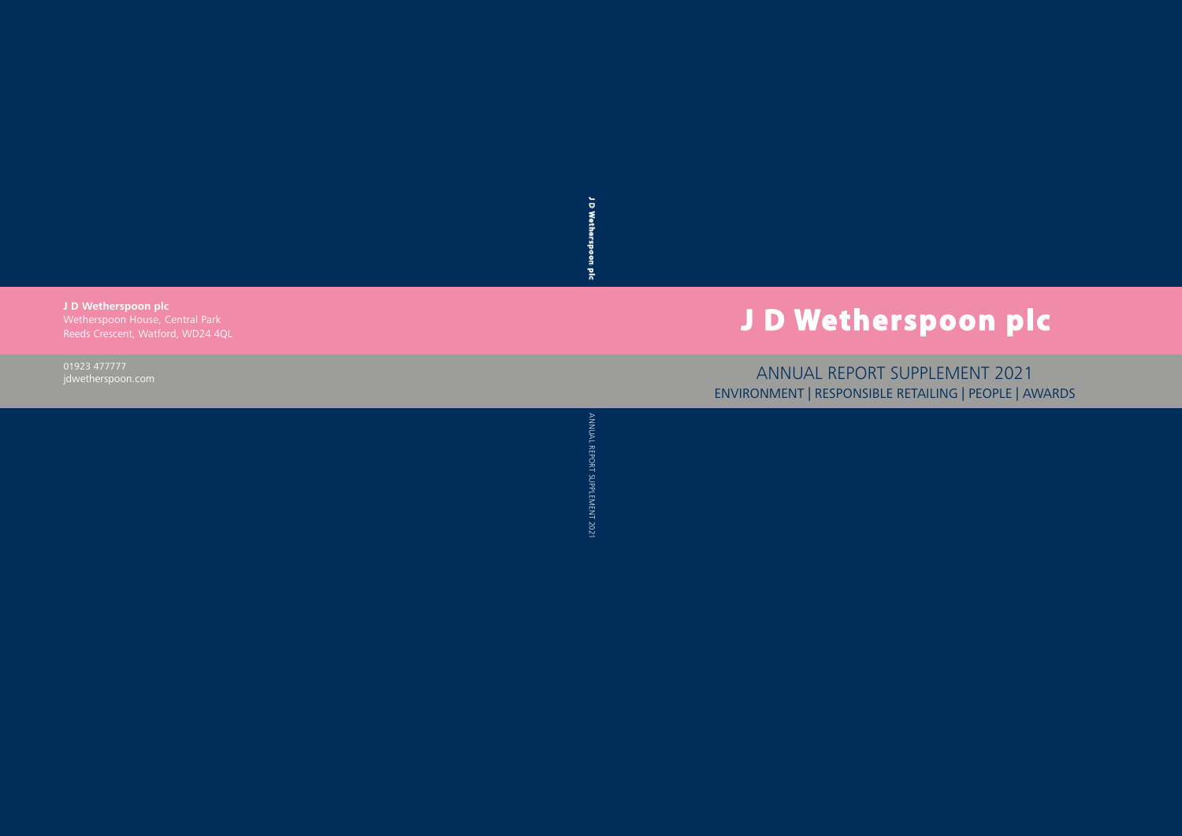J D Wetherspoon plc
Wetherspoon House, Central Park
Reeds Crescent, Watford, WD24 4QL

01923 477777
jdwetherspoon.com

# J D Wetherspoon plc

## ANNUAL REPORT SUPPLEMENT 2021

ENVIRONMENT | RESPONSIBLE RETAILING | PEOPLE | AWARDS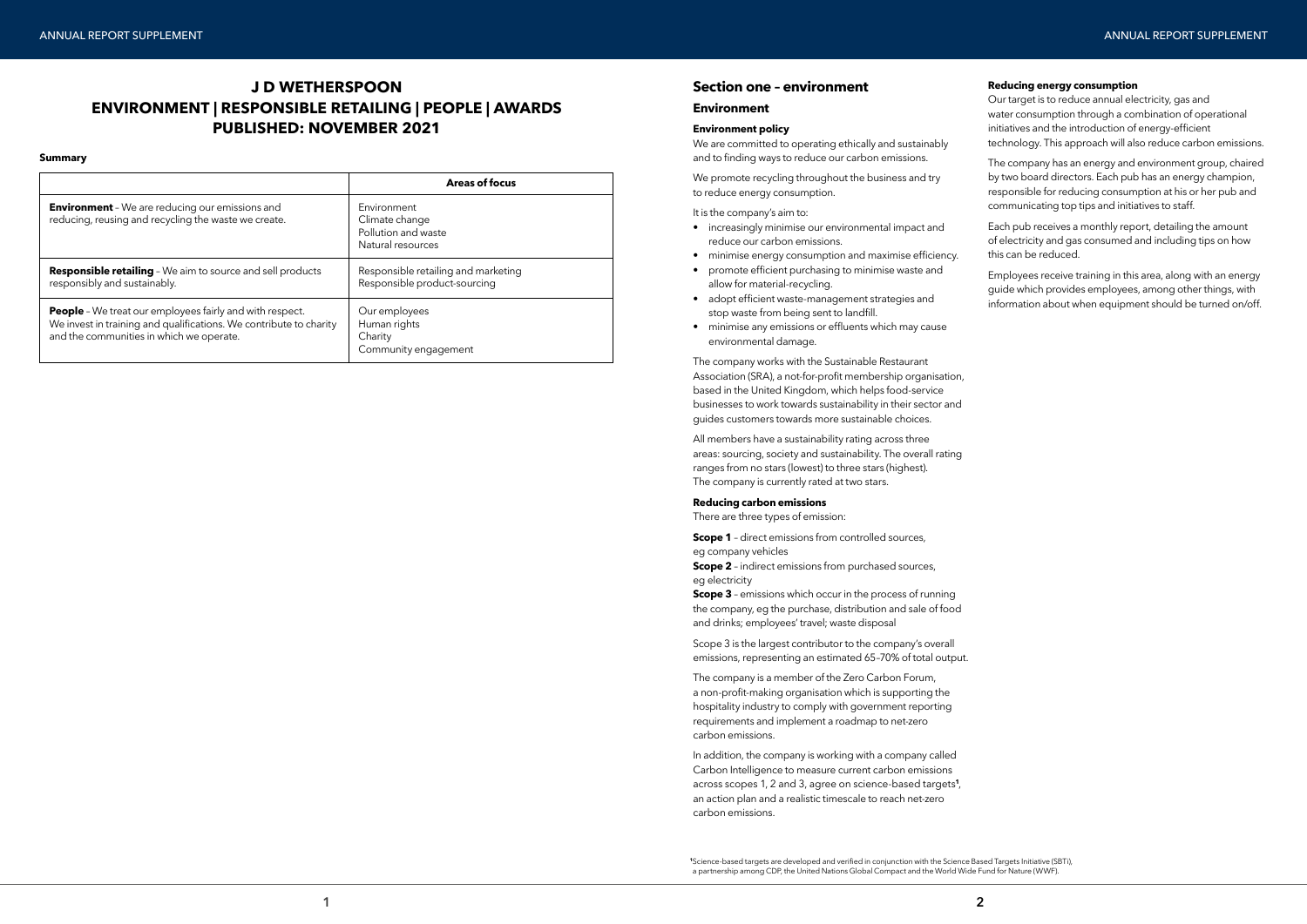# J D WETHERSPOON
# ENVIRONMENT | RESPONSIBLE RETAILING | PEOPLE | AWARDS
# PUBLISHED: NOVEMBER 2021

**Summary**

| | **Areas of focus** |
|---|---|
| **Environment** – We are reducing our emissions and reducing, reusing and recycling the waste we create. | Environment<br>Climate change<br>Pollution and waste<br>Natural resources |
| **Responsible retailing** – We aim to source and sell products responsibly and sustainably. | Responsible retailing and marketing<br>Responsible product-sourcing |
| **People** – We treat our employees fairly and with respect. We invest in training and qualifications. We contribute to charity and the communities in which we operate. | Our employees<br>Human rights<br>Charity<br>Community engagement |

## Section one – environment

### Environment

#### Environment policy

We are committed to operating ethically and sustainably and to finding ways to reduce our carbon emissions.

We promote recycling throughout the business and try to reduce energy consumption.

It is the company's aim to:

- increasingly minimise our environmental impact and reduce our carbon emissions.
- minimise energy consumption and maximise efficiency.
- promote efficient purchasing to minimise waste and allow for material-recycling.
- adopt efficient waste-management strategies and stop waste from being sent to landfill.
- minimise any emissions or effluents which may cause environmental damage.

The company works with the Sustainable Restaurant Association (SRA), a not-for-profit membership organisation, based in the United Kingdom, which helps food-service businesses to work towards sustainability in their sector and guides customers towards more sustainable choices.

All members have a sustainability rating across three areas: sourcing, society and sustainability. The overall rating ranges from no stars (lowest) to three stars (highest). The company is currently rated at two stars.

#### Reducing carbon emissions

There are three types of emission:

**Scope 1** – direct emissions from controlled sources, eg company vehicles
**Scope 2** – indirect emissions from purchased sources, eg electricity
**Scope 3** – emissions which occur in the process of running the company, eg the purchase, distribution and sale of food and drinks; employees' travel; waste disposal

Scope 3 is the largest contributor to the company's overall emissions, representing an estimated 65–70% of total output.

The company is a member of the Zero Carbon Forum, a non-profit-making organisation which is supporting the hospitality industry to comply with government reporting requirements and implement a roadmap to net-zero carbon emissions.

In addition, the company is working with a company called Carbon Intelligence to measure current carbon emissions across scopes 1, 2 and 3, agree on science-based targets[1], an action plan and a realistic timescale to reach net-zero carbon emissions.

#### Reducing energy consumption

Our target is to reduce annual electricity, gas and water consumption through a combination of operational initiatives and the introduction of energy-efficient technology. This approach will also reduce carbon emissions.

The company has an energy and environment group, chaired by two board directors. Each pub has an energy champion, responsible for reducing consumption at his or her pub and communicating top tips and initiatives to staff.

Each pub receives a monthly report, detailing the amount of electricity and gas consumed and including tips on how this can be reduced.

Employees receive training in this area, along with an energy guide which provides employees, among other things, with information about when equipment should be turned on/off.

[1] Science-based targets are developed and verified in conjunction with the Science Based Targets Initiative (SBTi), a partnership among CDP, the United Nations Global Compact and the World Wide Fund for Nature (WWF).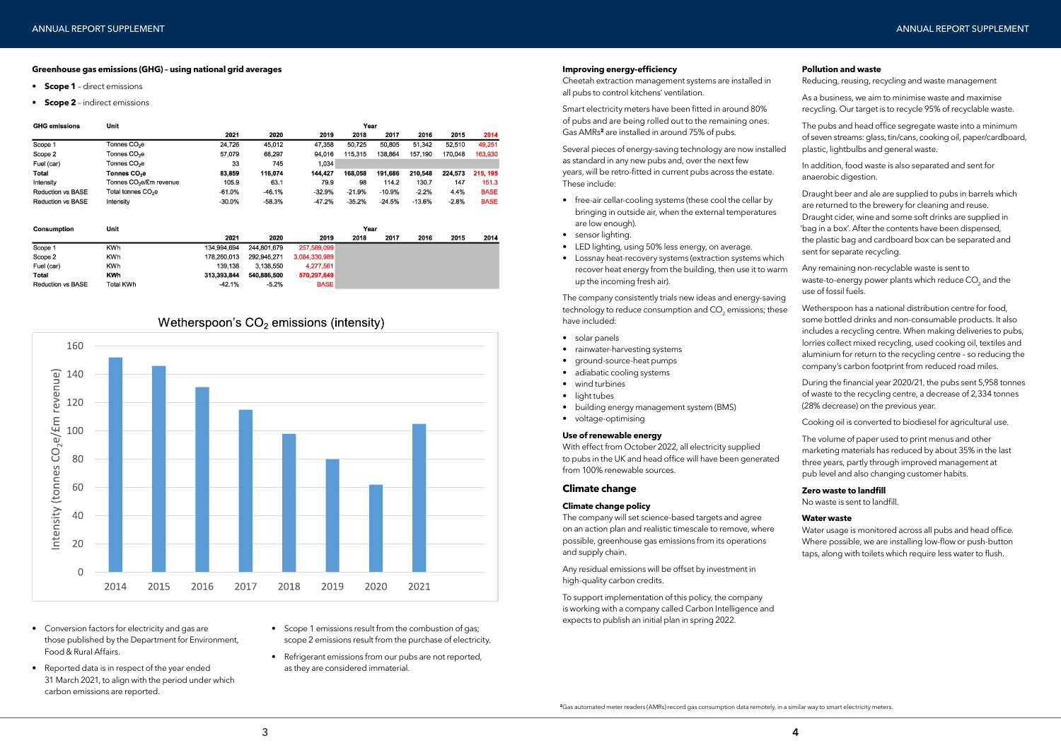### Greenhouse gas emissions (GHG) – using national grid averages

- **Scope 1** – direct emissions
- **Scope 2** – indirect emissions

| GHG emissions | Unit | Year | | | | | | | |
|---|---|---|---|---|---|---|---|---|---|
| | | 2021 | 2020 | 2019 | 2018 | 2017 | 2016 | 2015 | 2014 |
| Scope 1 | Tonnes $CO_2e$ | 24,726 | 45,012 | 47,358 | 50,725 | 50,805 | 51,342 | 52,510 | 49,251 |
| Scope 2 | Tonnes $CO_2e$ | 57,079 | 68,297 | 94,016 | 115,315 | 138,864 | 157,190 | 170,048 | 163,930 |
| Fuel (car) | Tonnes $CO_2e$ | 33 | 745 | 1,034 | | | | | |
| **Total** | **Tonnes $CO_2e$** | **83,859** | **116,074** | **144,427** | **168,058** | **191,686** | **210,548** | **224,573** | **215, 195** |
| Intensity | Tonnes $CO_2e$/£m revenue | 105.9 | 63.1 | 79.9 | 98 | 114.2 | 130.7 | 147 | 151.3 |
| Reduction vs BASE | Total tonnes $CO_2e$ | -61.0% | -46.1% | -32.9% | -21.9% | -10.9% | -2.2% | 4.4% | BASE |
| Reduction vs BASE | Intensity | -30.0% | -58.3% | -47.2% | -35.2% | -24.5% | -13.6% | -2.8% | BASE |

| Consumption | Unit | Year | | | | | | | |
|---|---|---|---|---|---|---|---|---|---|
| | | 2021 | 2020 | 2019 | 2018 | 2017 | 2016 | 2015 | 2014 |
| Scope 1 | KWh | 134,994,694 | 244,801,679 | 257,589,099 | | | | | |
| Scope 2 | KWh | 178,260,013 | 292,946,271 | 3,084,330,989 | | | | | |
| Fuel (car) | KWh | 139,138 | 3,138,550 | 4,277,561 | | | | | |
| **Total** | **KWh** | **313,393,844** | **540,886,500** | **570,297,649** | | | | | |
| Reduction vs BASE | Total KWh | -42.1% | -5.2% | BASE | | | | | |

Wetherspoon's $CO_2$ emissions (intensity)

| Year | Intensity (tonnes $CO_2e$/£m revenue) |
|---|---|
| 2014 | 151.3 |
| 2015 | 147 |
| 2016 | 130.7 |
| 2017 | 114.2 |
| 2018 | 98 |
| 2019 | 79.9 |
| 2020 | 63.1 |
| 2021 | 105.9 |

- Conversion factors for electricity and gas are those published by the Department for Environment, Food & Rural Affairs.
- Reported data is in respect of the year ended 31 March 2021, to align with the period under which carbon emissions are reported.
- Scope 1 emissions result from the combustion of gas; scope 2 emissions result from the purchase of electricity.
- Refrigerant emissions from our pubs are not reported, as they are considered immaterial.

### Improving energy-efficiency

Cheetah extraction management systems are installed in all pubs to control kitchens' ventilation.

Smart electricity meters have been fitted in around 80% of pubs and are being rolled out to the remaining ones. Gas AMRs[2] are installed in around 75% of pubs.

Several pieces of energy-saving technology are now installed as standard in any new pubs and, over the next few years, will be retro-fitted in current pubs across the estate. These include:

- free-air cellar-cooling systems (these cool the cellar by bringing in outside air, when the external temperatures are low enough).
- sensor lighting.
- LED lighting, using 50% less energy, on average.
- Lossnay heat-recovery systems (extraction systems which recover heat energy from the building, then use it to warm up the incoming fresh air).

The company consistently trials new ideas and energy-saving technology to reduce consumption and $CO_2$ emissions; these have included:

- solar panels
- rainwater-harvesting systems
- ground-source-heat pumps
- adiabatic cooling systems
- wind turbines
- light tubes
- building energy management system (BMS)
- voltage-optimising

### Use of renewable energy

With effect from October 2022, all electricity supplied to pubs in the UK and head office will have been generated from 100% renewable sources.

## Climate change

### Climate change policy

The company will set science-based targets and agree on an action plan and realistic timescale to remove, where possible, greenhouse gas emissions from its operations and supply chain.

Any residual emissions will be offset by investment in high-quality carbon credits.

To support implementation of this policy, the company is working with a company called Carbon Intelligence and expects to publish an initial plan in spring 2022.

### Pollution and waste

Reducing, reusing, recycling and waste management

As a business, we aim to minimise waste and maximise recycling. Our target is to recycle 95% of recyclable waste.

The pubs and head office segregate waste into a minimum of seven streams: glass, tin/cans, cooking oil, paper/cardboard, plastic, lightbulbs and general waste.

In addition, food waste is also separated and sent for anaerobic digestion.

Draught beer and ale are supplied to pubs in barrels which are returned to the brewery for cleaning and reuse. Draught cider, wine and some soft drinks are supplied in 'bag in a box'. After the contents have been dispensed, the plastic bag and cardboard box can be separated and sent for separate recycling.

Any remaining non-recyclable waste is sent to waste-to-energy power plants which reduce $CO_2$ and the use of fossil fuels.

Wetherspoon has a national distribution centre for food, some bottled drinks and non-consumable products. It also includes a recycling centre. When making deliveries to pubs, lorries collect mixed recycling, used cooking oil, textiles and aluminium for return to the recycling centre – so reducing the company's carbon footprint from reduced road miles.

During the financial year 2020/21, the pubs sent 5,958 tonnes of waste to the recycling centre, a decrease of 2,334 tonnes (28% decrease) on the previous year.

Cooking oil is converted to biodiesel for agricultural use.

The volume of paper used to print menus and other marketing materials has reduced by about 35% in the last three years, partly through improved management at pub level and also changing customer habits.

### Zero waste to landfill

No waste is sent to landfill.

### Water waste

Water usage is monitored across all pubs and head office. Where possible, we are installing low-flow or push-button taps, along with toilets which require less water to flush.

[2] Gas automated meter readers (AMRs) record gas consumption data remotely, in a similar way to smart electricity meters.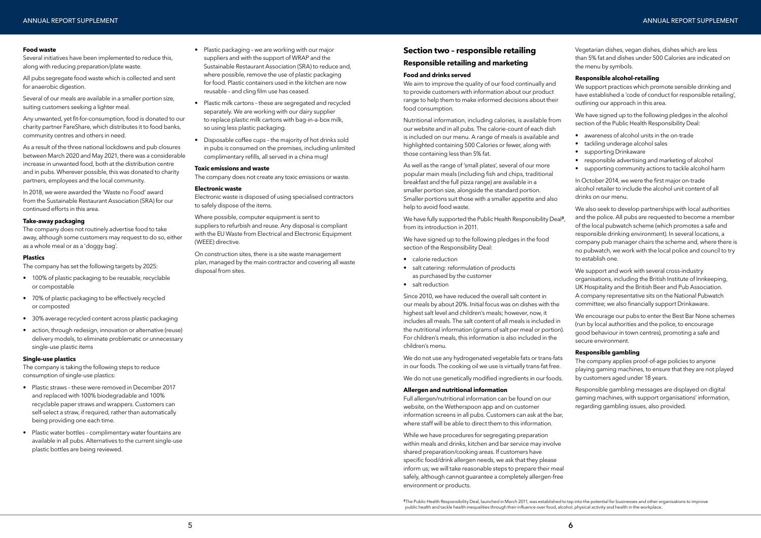#### Food waste

Several initiatives have been implemented to reduce this, along with reducing preparation/plate waste.

All pubs segregate food waste which is collected and sent for anaerobic digestion.

Several of our meals are available in a smaller portion size, suiting customers seeking a lighter meal.

Any unwanted, yet fit-for-consumption, food is donated to our charity partner FareShare, which distributes it to food banks, community centres and others in need.

As a result of the three national lockdowns and pub closures between March 2020 and May 2021, there was a considerable increase in unwanted food, both at the distribution centre and in pubs. Wherever possible, this was donated to charity partners, employees and the local community.

In 2018, we were awarded the 'Waste no Food' award from the Sustainable Restaurant Association (SRA) for our continued efforts in this area.

#### Take-away packaging

The company does not routinely advertise food to take away, although some customers may request to do so, either as a whole meal or as a 'doggy bag'.

#### Plastics

The company has set the following targets by 2025:

- 100% of plastic packaging to be reusable, recyclable or compostable
- 70% of plastic packaging to be effectively recycled or composted
- 30% average recycled content across plastic packaging
- action, through redesign, innovation or alternative (reuse) delivery models, to eliminate problematic or unnecessary single-use plastic items

#### Single-use plastics

The company is taking the following steps to reduce consumption of single-use plastics:

- Plastic straws – these were removed in December 2017 and replaced with 100% biodegradable and 100% recyclable paper straws and wrappers. Customers can self-select a straw, if required, rather than automatically being providing one each time.
- Plastic water bottles – complimentary water fountains are available in all pubs. Alternatives to the current single-use plastic bottles are being reviewed.
- Plastic packaging – we are working with our major suppliers and with the support of WRAP and the Sustainable Restaurant Association (SRA) to reduce and, where possible, remove the use of plastic packaging for food. Plastic containers used in the kitchen are now reusable – and cling film use has ceased.
- Plastic milk cartons – these are segregated and recycled separately. We are working with our dairy supplier to replace plastic milk cartons with bag-in-a-box milk, so using less plastic packaging.
- Disposable coffee cups – the majority of hot drinks sold in pubs is consumed on the premises, including unlimited complimentary refills, all served in a china mug!

#### Toxic emissions and waste

The company does not create any toxic emissions or waste.

#### Electronic waste

Electronic waste is disposed of using specialised contractors to safely dispose of the items.

Where possible, computer equipment is sent to suppliers to refurbish and reuse. Any disposal is compliant with the EU Waste from Electrical and Electronic Equipment (WEEE) directive.

On construction sites, there is a site waste management plan, managed by the main contractor and covering all waste disposal from sites.

## Section two – responsible retailing

### Responsible retailing and marketing

#### Food and drinks served

We aim to improve the quality of our food continually and to provide customers with information about our product range to help them to make informed decisions about their food consumption.

Nutritional information, including calories, is available from our website and in all pubs. The calorie-count of each dish is included on our menu. A range of meals is available and highlighted containing 500 Calories or fewer, along with those containing less than 5% fat.

As well as the range of 'small plates', several of our more popular main meals (including fish and chips, traditional breakfast and the full pizza range) are available in a smaller portion size, alongside the standard portion. Smaller portions suit those with a smaller appetite and also help to avoid food waste.

We have fully supported the Public Health Responsibility Deal[3], from its introduction in 2011.

We have signed up to the following pledges in the food section of the Responsibility Deal:

- calorie reduction
- salt catering: reformulation of products as purchased by the customer
- salt reduction

Since 2010, we have reduced the overall salt content in our meals by about 20%. Initial focus was on dishes with the highest salt level and children's meals; however, now, it includes all meals. The salt content of all meals is included in the nutritional information (grams of salt per meal or portion). For children's meals, this information is also included in the children's menu.

We do not use any hydrogenated vegetable fats or trans-fats in our foods. The cooking oil we use is virtually trans-fat free.

We do not use genetically modified ingredients in our foods.

#### Allergen and nutritional information

Full allergen/nutritional information can be found on our website, on the Wetherspoon app and on customer information screens in all pubs. Customers can ask at the bar, where staff will be able to direct them to this information.

While we have procedures for segregating preparation within meals and drinks, kitchen and bar service may involve shared preparation/cooking areas. If customers have specific food/drink allergen needs, we ask that they please inform us; we will take reasonable steps to prepare their meal safely, although cannot guarantee a completely allergen-free environment or products.

Vegetarian dishes, vegan dishes, dishes which are less than 5% fat and dishes under 500 Calories are indicated on the menu by symbols.

#### Responsible alcohol-retailing

We support practices which promote sensible drinking and have established a 'code of conduct for responsible retailing', outlining our approach in this area.

We have signed up to the following pledges in the alcohol section of the Public Health Responsibility Deal:

- awareness of alcohol units in the on-trade
- tackling underage alcohol sales
- supporting Drinkaware
- responsible advertising and marketing of alcohol
- supporting community actions to tackle alcohol harm

In October 2014, we were the first major on-trade alcohol retailer to include the alcohol unit content of all drinks on our menu.

We also seek to develop partnerships with local authorities and the police. All pubs are requested to become a member of the local pubwatch scheme (which promotes a safe and responsible drinking environment). In several locations, a company pub manager chairs the scheme and, where there is no pubwatch, we work with the local police and council to try to establish one.

We support and work with several cross-industry organisations, including the British Institute of Innkeeping, UK Hospitality and the British Beer and Pub Association. A company representative sits on the National Pubwatch committee; we also financially support Drinkaware.

We encourage our pubs to enter the Best Bar None schemes (run by local authorities and the police, to encourage good behaviour in town centres), promoting a safe and secure environment.

#### Responsible gambling

The company applies proof-of-age policies to anyone playing gaming machines, to ensure that they are not played by customers aged under 18 years.

Responsible gambling messages are displayed on digital gaming machines, with support organisations' information, regarding gambling issues, also provided.

[3] The Public Health Responsibility Deal, launched in March 2011, was established to tap into the potential for businesses and other organisations to improve public health and tackle health inequalities through their influence over food, alcohol, physical activity and health in the workplace.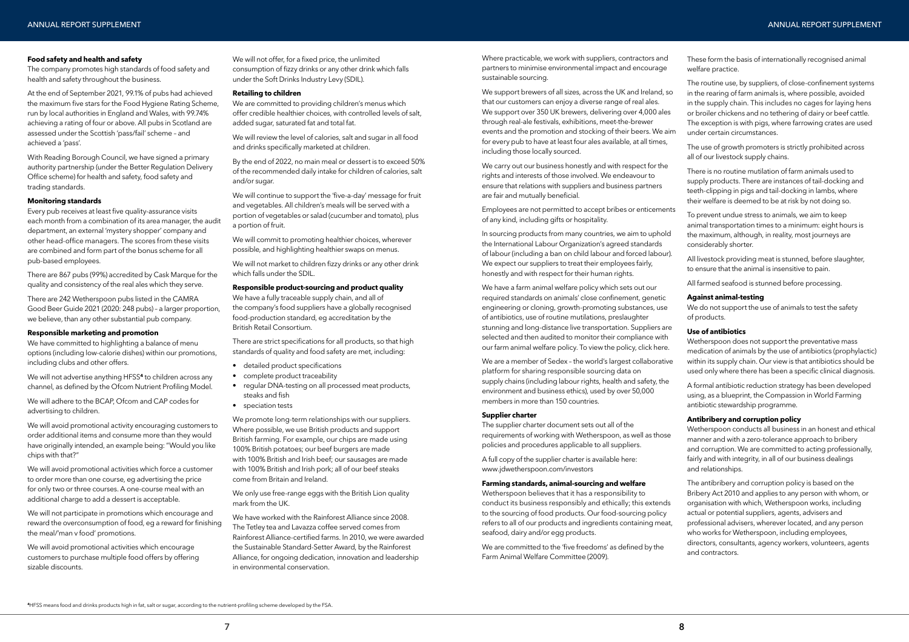**Food safety and health and safety**

The company promotes high standards of food safety and health and safety throughout the business.

At the end of September 2021, 99.1% of pubs had achieved the maximum five stars for the Food Hygiene Rating Scheme, run by local authorities in England and Wales, with 99.74% achieving a rating of four or above. All pubs in Scotland are assessed under the Scottish 'pass/fail' scheme – and achieved a 'pass'.

With Reading Borough Council, we have signed a primary authority partnership (under the Better Regulation Delivery Office scheme) for health and safety, food safety and trading standards.

**Monitoring standards**

Every pub receives at least five quality-assurance visits each month from a combination of its area manager, the audit department, an external 'mystery shopper' company and other head-office managers. The scores from these visits are combined and form part of the bonus scheme for all pub-based employees.

There are 867 pubs (99%) accredited by Cask Marque for the quality and consistency of the real ales which they serve.

There are 242 Wetherspoon pubs listed in the CAMRA Good Beer Guide 2021 (2020: 248 pubs) – a larger proportion, we believe, than any other substantial pub company.

**Responsible marketing and promotion**

We have committed to highlighting a balance of menu options (including low-calorie dishes) within our promotions, including clubs and other offers.

We will not advertise anything HFSS[4] to children across any channel, as defined by the Ofcom Nutrient Profiling Model.

We will adhere to the BCAP, Ofcom and CAP codes for advertising to children.

We will avoid promotional activity encouraging customers to order additional items and consume more than they would have originally intended, an example being: "Would you like chips with that?"

We will avoid promotional activities which force a customer to order more than one course, eg advertising the price for only two or three courses. A one-course meal with an additional charge to add a dessert is acceptable.

We will not participate in promotions which encourage and reward the overconsumption of food, eg a reward for finishing the meal/'man v food' promotions.

We will avoid promotional activities which encourage customers to purchase multiple food offers by offering sizable discounts.

We will not offer, for a fixed price, the unlimited consumption of fizzy drinks or any other drink which falls under the Soft Drinks Industry Levy (SDIL).

**Retailing to children**

We are committed to providing children's menus which offer credible healthier choices, with controlled levels of salt, added sugar, saturated fat and total fat.

We will review the level of calories, salt and sugar in all food and drinks specifically marketed at children.

By the end of 2022, no main meal or dessert is to exceed 50% of the recommended daily intake for children of calories, salt and/or sugar.

We will continue to support the 'five-a-day' message for fruit and vegetables. All children's meals will be served with a portion of vegetables or salad (cucumber and tomato), plus a portion of fruit.

We will commit to promoting healthier choices, wherever possible, and highlighting healthier swaps on menus.

We will not market to children fizzy drinks or any other drink which falls under the SDIL.

**Responsible product-sourcing and product quality**

We have a fully traceable supply chain, and all of the company's food suppliers have a globally recognised food-production standard, eg accreditation by the British Retail Consortium.

There are strict specifications for all products, so that high standards of quality and food safety are met, including:

- detailed product specifications
- complete product traceability
- regular DNA-testing on all processed meat products, steaks and fish
- speciation tests

We promote long-term relationships with our suppliers. Where possible, we use British products and support British farming. For example, our chips are made using 100% British potatoes; our beef burgers are made with 100% British and Irish beef; our sausages are made with 100% British and Irish pork; all of our beef steaks come from Britain and Ireland.

We only use free-range eggs with the British Lion quality mark from the UK.

We have worked with the Rainforest Alliance since 2008. The Tetley tea and Lavazza coffee served comes from Rainforest Alliance-certified farms. In 2010, we were awarded the Sustainable Standard-Setter Award, by the Rainforest Alliance, for ongoing dedication, innovation and leadership in environmental conservation.

Where practicable, we work with suppliers, contractors and partners to minimise environmental impact and encourage sustainable sourcing.

We support brewers of all sizes, across the UK and Ireland, so that our customers can enjoy a diverse range of real ales. We support over 350 UK brewers, delivering over 4,000 ales through real-ale festivals, exhibitions, meet-the-brewer events and the promotion and stocking of their beers. We aim for every pub to have at least four ales available, at all times, including those locally sourced.

We carry out our business honestly and with respect for the rights and interests of those involved. We endeavour to ensure that relations with suppliers and business partners are fair and mutually beneficial.

Employees are not permitted to accept bribes or enticements of any kind, including gifts or hospitality.

In sourcing products from many countries, we aim to uphold the International Labour Organization's agreed standards of labour (including a ban on child labour and forced labour). We expect our suppliers to treat their employees fairly, honestly and with respect for their human rights.

We have a farm animal welfare policy which sets out our required standards on animals' close confinement, genetic engineering or cloning, growth-promoting substances, use of antibiotics, use of routine mutilations, preslaughter stunning and long-distance live transportation. Suppliers are selected and then audited to monitor their compliance with our farm animal welfare policy. To view the policy, click here.

We are a member of Sedex – the world's largest collaborative platform for sharing responsible sourcing data on supply chains (including labour rights, health and safety, the environment and business ethics), used by over 50,000 members in more than 150 countries.

**Supplier charter**

The supplier charter document sets out all of the requirements of working with Wetherspoon, as well as those policies and procedures applicable to all suppliers.

A full copy of the supplier charter is available here: www.jdwetherspoon.com/investors

**Farming standards, animal-sourcing and welfare**

Wetherspoon believes that it has a responsibility to conduct its business responsibly and ethically; this extends to the sourcing of food products. Our food-sourcing policy refers to all of our products and ingredients containing meat, seafood, dairy and/or egg products.

We are committed to the 'five freedoms' as defined by the Farm Animal Welfare Committee (2009).

These form the basis of internationally recognised animal welfare practice.

The routine use, by suppliers, of close-confinement systems in the rearing of farm animals is, where possible, avoided in the supply chain. This includes no cages for laying hens or broiler chickens and no tethering of dairy or beef cattle. The exception is with pigs, where farrowing crates are used under certain circumstances.

The use of growth promoters is strictly prohibited across all of our livestock supply chains.

There is no routine mutilation of farm animals used to supply products. There are instances of tail-docking and teeth-clipping in pigs and tail-docking in lambs, where their welfare is deemed to be at risk by not doing so.

To prevent undue stress to animals, we aim to keep animal transportation times to a minimum: eight hours is the maximum, although, in reality, most journeys are considerably shorter.

All livestock providing meat is stunned, before slaughter, to ensure that the animal is insensitive to pain.

All farmed seafood is stunned before processing.

**Against animal-testing**

We do not support the use of animals to test the safety of products.

**Use of antibiotics**

Wetherspoon does not support the preventative mass medication of animals by the use of antibiotics (prophylactic) within its supply chain. Our view is that antibiotics should be used only where there has been a specific clinical diagnosis.

A formal antibiotic reduction strategy has been developed using, as a blueprint, the Compassion in World Farming antibiotic stewardship programme.

**Antibribery and corruption policy**

Wetherspoon conducts all business in an honest and ethical manner and with a zero-tolerance approach to bribery and corruption. We are committed to acting professionally, fairly and with integrity, in all of our business dealings and relationships.

The antibribery and corruption policy is based on the Bribery Act 2010 and applies to any person with whom, or organisation with which, Wetherspoon works, including actual or potential suppliers, agents, advisers and professional advisers, wherever located, and any person who works for Wetherspoon, including employees, directors, consultants, agency workers, volunteers, agents and contractors.

[4] HFSS means food and drinks products high in fat, salt or sugar, according to the nutrient-profiling scheme developed by the FSA.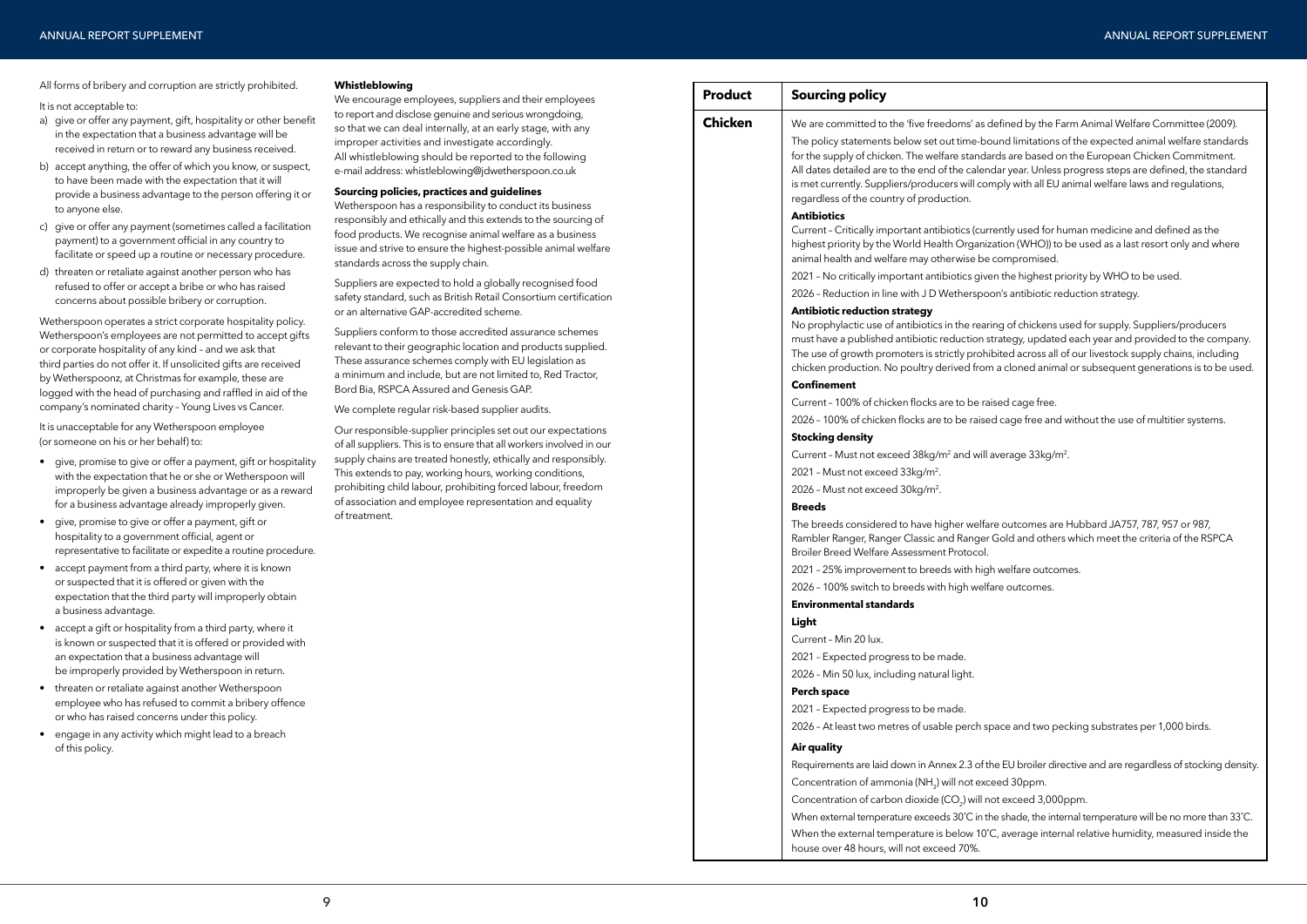All forms of bribery and corruption are strictly prohibited.

It is not acceptable to:

a) give or offer any payment, gift, hospitality or other benefit in the expectation that a business advantage will be received in return or to reward any business received.

b) accept anything, the offer of which you know, or suspect, to have been made with the expectation that it will provide a business advantage to the person offering it or to anyone else.

c) give or offer any payment (sometimes called a facilitation payment) to a government official in any country to facilitate or speed up a routine or necessary procedure.

d) threaten or retaliate against another person who has refused to offer or accept a bribe or who has raised concerns about possible bribery or corruption.

Wetherspoon operates a strict corporate hospitality policy. Wetherspoon's employees are not permitted to accept gifts or corporate hospitality of any kind – and we ask that third parties do not offer it. If unsolicited gifts are received by Wetherspoonz, at Christmas for example, these are logged with the head of purchasing and raffled in aid of the company's nominated charity – Young Lives vs Cancer.

It is unacceptable for any Wetherspoon employee (or someone on his or her behalf) to:

- give, promise to give or offer a payment, gift or hospitality with the expectation that he or she or Wetherspoon will improperly be given a business advantage or as a reward for a business advantage already improperly given.
- give, promise to give or offer a payment, gift or hospitality to a government official, agent or representative to facilitate or expedite a routine procedure.
- accept payment from a third party, where it is known or suspected that it is offered or given with the expectation that the third party will improperly obtain a business advantage.
- accept a gift or hospitality from a third party, where it is known or suspected that it is offered or provided with an expectation that a business advantage will be improperly provided by Wetherspoon in return.
- threaten or retaliate against another Wetherspoon employee who has refused to commit a bribery offence or who has raised concerns under this policy.
- engage in any activity which might lead to a breach of this policy.

**Whistleblowing**

We encourage employees, suppliers and their employees to report and disclose genuine and serious wrongdoing, so that we can deal internally, at an early stage, with any improper activities and investigate accordingly. All whistleblowing should be reported to the following e-mail address: whistleblowing@jdwetherspoon.co.uk

**Sourcing policies, practices and guidelines**

Wetherspoon has a responsibility to conduct its business responsibly and ethically and this extends to the sourcing of food products. We recognise animal welfare as a business issue and strive to ensure the highest-possible animal welfare standards across the supply chain.

Suppliers are expected to hold a globally recognised food safety standard, such as British Retail Consortium certification or an alternative GAP-accredited scheme.

Suppliers conform to those accredited assurance schemes relevant to their geographic location and products supplied. These assurance schemes comply with EU legislation as a minimum and include, but are not limited to, Red Tractor, Bord Bia, RSPCA Assured and Genesis GAP.

We complete regular risk-based supplier audits.

Our responsible-supplier principles set out our expectations of all suppliers. This is to ensure that all workers involved in our supply chains are treated honestly, ethically and responsibly. This extends to pay, working hours, working conditions, prohibiting child labour, prohibiting forced labour, freedom of association and employee representation and equality of treatment.

| Product | Sourcing policy |
|---|---|
| **Chicken** | We are committed to the 'five freedoms' as defined by the Farm Animal Welfare Committee (2009).<br><br>The policy statements below set out time-bound limitations of the expected animal welfare standards for the supply of chicken. The welfare standards are based on the European Chicken Commitment. All dates detailed are to the end of the calendar year. Unless progress steps are defined, the standard is met currently. Suppliers/producers will comply with all EU animal welfare laws and regulations, regardless of the country of production.<br><br>**Antibiotics**<br>Current – Critically important antibiotics (currently used for human medicine and defined as the highest priority by the World Health Organization (WHO)) to be used as a last resort only and where animal health and welfare may otherwise be compromised.<br><br>2021 – No critically important antibiotics given the highest priority by WHO to be used.<br><br>2026 – Reduction in line with J D Wetherspoon's antibiotic reduction strategy.<br><br>**Antibiotic reduction strategy**<br>No prophylactic use of antibiotics in the rearing of chickens used for supply. Suppliers/producers must have a published antibiotic reduction strategy, updated each year and provided to the company. The use of growth promoters is strictly prohibited across all of our livestock supply chains, including chicken production. No poultry derived from a cloned animal or subsequent generations is to be used.<br><br>**Confinement**<br>Current – 100% of chicken flocks are to be raised cage free.<br><br>2026 – 100% of chicken flocks are to be raised cage free and without the use of multitier systems.<br><br>**Stocking density**<br>Current – Must not exceed 38kg/m² and will average 33kg/m².<br><br>2021 – Must not exceed 33kg/m².<br><br>2026 – Must not exceed 30kg/m².<br><br>**Breeds**<br>The breeds considered to have higher welfare outcomes are Hubbard JA757, 787, 957 or 987, Rambler Ranger, Ranger Classic and Ranger Gold and others which meet the criteria of the RSPCA Broiler Breed Welfare Assessment Protocol.<br><br>2021 – 25% improvement to breeds with high welfare outcomes.<br><br>2026 – 100% switch to breeds with high welfare outcomes.<br><br>**Environmental standards**<br><br>**Light**<br>Current – Min 20 lux.<br><br>2021 – Expected progress to be made.<br><br>2026 – Min 50 lux, including natural light.<br><br>**Perch space**<br>2021 – Expected progress to be made.<br><br>2026 – At least two metres of usable perch space and two pecking substrates per 1,000 birds.<br><br>**Air quality**<br>Requirements are laid down in Annex 2.3 of the EU broiler directive and are regardless of stocking density.<br><br>Concentration of ammonia ($NH_3$) will not exceed 30ppm.<br><br>Concentration of carbon dioxide ($CO_2$) will not exceed 3,000ppm.<br><br>When external temperature exceeds 30°C in the shade, the internal temperature will be no more than 33°C.<br><br>When the external temperature is below 10°C, average internal relative humidity, measured inside the house over 48 hours, will not exceed 70%. |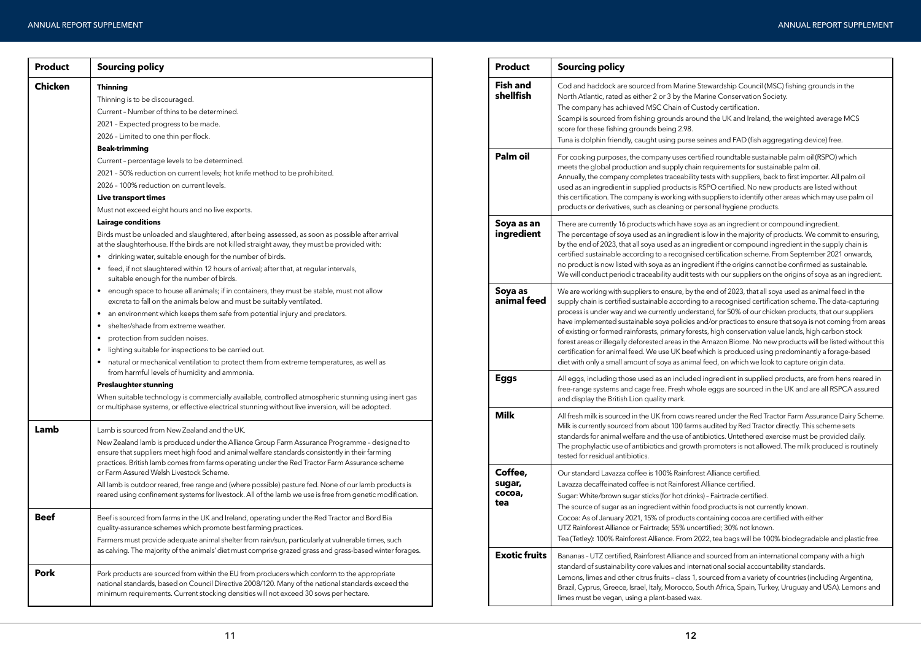| Product | Sourcing policy |
|---|---|
| **Chicken** | **Thinning**<br>Thinning is to be discouraged.<br>Current – Number of thins to be determined.<br>2021 – Expected progress to be made.<br>2026 – Limited to one thin per flock.<br>**Beak-trimming**<br>Current – percentage levels to be determined.<br>2021 – 50% reduction on current levels; hot knife method to be prohibited.<br>2026 – 100% reduction on current levels.<br>**Live transport times**<br>Must not exceed eight hours and no live exports.<br>**Lairage conditions**<br>Birds must be unloaded and slaughtered, after being assessed, as soon as possible after arrival at the slaughterhouse. If the birds are not killed straight away, they must be provided with:<br>• drinking water, suitable enough for the number of birds.<br>• feed, if not slaughtered within 12 hours of arrival; after that, at regular intervals, suitable enough for the number of birds.<br>• enough space to house all animals; if in containers, they must be stable, must not allow excreta to fall on the animals below and must be suitably ventilated.<br>• an environment which keeps them safe from potential injury and predators.<br>• shelter/shade from extreme weather.<br>• protection from sudden noises.<br>• lighting suitable for inspections to be carried out.<br>• natural or mechanical ventilation to protect them from extreme temperatures, as well as from harmful levels of humidity and ammonia.<br>**Preslaughter stunning**<br>When suitable technology is commercially available, controlled atmospheric stunning using inert gas or multiphase systems, or effective electrical stunning without live inversion, will be adopted. |
| **Lamb** | Lamb is sourced from New Zealand and the UK.<br>New Zealand lamb is produced under the Alliance Group Farm Assurance Programme – designed to ensure that suppliers meet high food and animal welfare standards consistently in their farming practices. British lamb comes from farms operating under the Red Tractor Farm Assurance scheme or Farm Assured Welsh Livestock Scheme.<br>All lamb is outdoor reared, free range and (where possible) pasture fed. None of our lamb products is reared using confinement systems for livestock. All of the lamb we use is free from genetic modification. |
| **Beef** | Beef is sourced from farms in the UK and Ireland, operating under the Red Tractor and Bord Bia quality-assurance schemes which promote best farming practices.<br>Farmers must provide adequate animal shelter from rain/sun, particularly at vulnerable times, such as calving. The majority of the animals' diet must comprise grazed grass and grass-based winter forages. |
| **Pork** | Pork products are sourced from within the EU from producers which conform to the appropriate national standards, based on Council Directive 2008/120. Many of the national standards exceed the minimum requirements. Current stocking densities will not exceed 30 sows per hectare. |

| Product | Sourcing policy |
|---|---|
| **Fish and shellfish** | Cod and haddock are sourced from Marine Stewardship Council (MSC) fishing grounds in the North Atlantic, rated as either 2 or 3 by the Marine Conservation Society.<br>The company has achieved MSC Chain of Custody certification.<br>Scampi is sourced from fishing grounds around the UK and Ireland, the weighted average MCS score for these fishing grounds being 2.98.<br>Tuna is dolphin friendly, caught using purse seines and FAD (fish aggregating device) free. |
| **Palm oil** | For cooking purposes, the company uses certified roundtable sustainable palm oil (RSPO) which meets the global production and supply chain requirements for sustainable palm oil.<br>Annually, the company completes traceability tests with suppliers, back to first importer. All palm oil used as an ingredient in supplied products is RSPO certified. No new products are listed without this certification. The company is working with suppliers to identify other areas which may use palm oil products or derivatives, such as cleaning or personal hygiene products. |
| **Soya as an ingredient** | There are currently 16 products which have soya as an ingredient or compound ingredient.<br>The percentage of soya used as an ingredient is low in the majority of products. We commit to ensuring, by the end of 2023, that all soya used as an ingredient or compound ingredient in the supply chain is certified sustainable according to a recognised certification scheme. From September 2021 onwards, no product is now listed with soya as an ingredient if the origins cannot be confirmed as sustainable.<br>We will conduct periodic traceability audit tests with our suppliers on the origins of soya as an ingredient. |
| **Soya as animal feed** | We are working with suppliers to ensure, by the end of 2023, that all soya used as animal feed in the supply chain is certified sustainable according to a recognised certification scheme. The data-capturing process is under way and we currently understand, for 50% of our chicken products, that our suppliers have implemented sustainable soya policies and/or practices to ensure that soya is not coming from areas of existing or formed rainforests, primary forests, high conservation value lands, high carbon stock forest areas or illegally deforested areas in the Amazon Biome. No new products will be listed without this certification for animal feed. We use UK beef which is produced using predominantly a forage-based diet with only a small amount of soya as animal feed, on which we look to capture origin data. |
| **Eggs** | All eggs, including those used as an included ingredient in supplied products, are from hens reared in free-range systems and cage free. Fresh whole eggs are sourced in the UK and are all RSPCA assured and display the British Lion quality mark. |
| **Milk** | All fresh milk is sourced in the UK from cows reared under the Red Tractor Farm Assurance Dairy Scheme. Milk is currently sourced from about 100 farms audited by Red Tractor directly. This scheme sets standards for animal welfare and the use of antibiotics. Untethered exercise must be provided daily. The prophylactic use of antibiotics and growth promoters is not allowed. The milk produced is routinely tested for residual antibiotics. |
| **Coffee, sugar, cocoa, tea** | Our standard Lavazza coffee is 100% Rainforest Alliance certified.<br>Lavazza decaffeinated coffee is not Rainforest Alliance certified.<br>Sugar: White/brown sugar sticks (for hot drinks) – Fairtrade certified.<br>The source of sugar as an ingredient within food products is not currently known.<br>Cocoa: As of January 2021, 15% of products containing cocoa are certified with either UTZ Rainforest Alliance or Fairtrade; 55% uncertified; 30% not known.<br>Tea (Tetley): 100% Rainforest Alliance. From 2022, tea bags will be 100% biodegradable and plastic free. |
| **Exotic fruits** | Bananas – UTZ certified, Rainforest Alliance and sourced from an international company with a high standard of sustainability core values and international social accountability standards.<br>Lemons, limes and other citrus fruits – class 1, sourced from a variety of countries (including Argentina, Brazil, Cyprus, Greece, Israel, Italy, Morocco, South Africa, Spain, Turkey, Uruguay and USA). Lemons and limes must be vegan, using a plant-based wax. |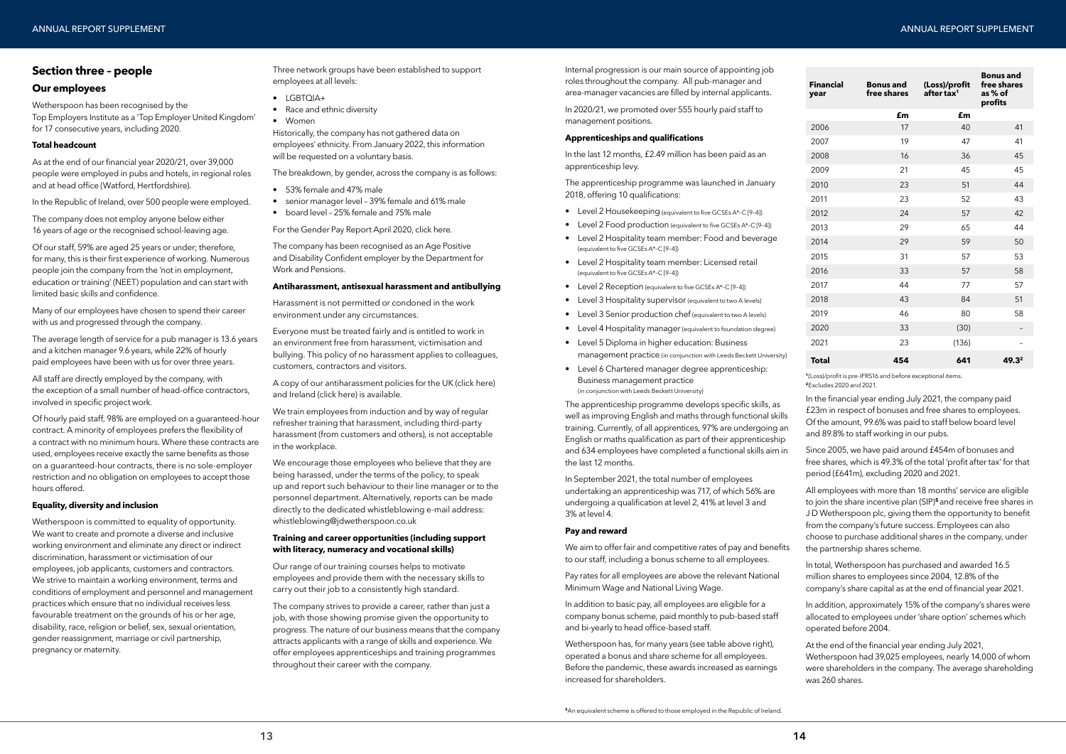## Section three – people

### Our employees

Wetherspoon has been recognised by the Top Employers Institute as a 'Top Employer United Kingdom' for 17 consecutive years, including 2020.

#### Total headcount

As at the end of our financial year 2020/21, over 39,000 people were employed in pubs and hotels, in regional roles and at head office (Watford, Hertfordshire).

In the Republic of Ireland, over 500 people were employed.

The company does not employ anyone below either 16 years of age or the recognised school-leaving age.

Of our staff, 59% are aged 25 years or under; therefore, for many, this is their first experience of working. Numerous people join the company from the 'not in employment, education or training' (NEET) population and can start with limited basic skills and confidence.

Many of our employees have chosen to spend their career with us and progressed through the company.

The average length of service for a pub manager is 13.6 years and a kitchen manager 9.6 years, while 22% of hourly paid employees have been with us for over three years.

All staff are directly employed by the company, with the exception of a small number of head-office contractors, involved in specific project work.

Of hourly paid staff, 98% are employed on a guaranteed-hour contract. A minority of employees prefers the flexibility of a contract with no minimum hours. Where these contracts are used, employees receive exactly the same benefits as those on a guaranteed-hour contracts, there is no sole-employer restriction and no obligation on employees to accept those hours offered.

#### Equality, diversity and inclusion

Wetherspoon is committed to equality of opportunity. We want to create and promote a diverse and inclusive working environment and eliminate any direct or indirect discrimination, harassment or victimisation of our employees, job applicants, customers and contractors. We strive to maintain a working environment, terms and conditions of employment and personnel and management practices which ensure that no individual receives less favourable treatment on the grounds of his or her age, disability, race, religion or belief, sex, sexual orientation, gender reassignment, marriage or civil partnership, pregnancy or maternity.

Three network groups have been established to support employees at all levels:

- LGBTQIA+
- Race and ethnic diversity
- Women

Historically, the company has not gathered data on employees' ethnicity. From January 2022, this information will be requested on a voluntary basis.

The breakdown, by gender, across the company is as follows:

- 53% female and 47% male
- senior manager level – 39% female and 61% male
- board level – 25% female and 75% male

For the Gender Pay Report April 2020, click here.

The company has been recognised as an Age Positive and Disability Confident employer by the Department for Work and Pensions.

#### Antiharassment, antisexual harassment and antibullying

Harassment is not permitted or condoned in the work environment under any circumstances.

Everyone must be treated fairly and is entitled to work in an environment free from harassment, victimisation and bullying. This policy of no harassment applies to colleagues, customers, contractors and visitors.

A copy of our antiharassment policies for the UK (click here) and Ireland (click here) is available.

We train employees from induction and by way of regular refresher training that harassment, including third-party harassment (from customers and others), is not acceptable in the workplace.

We encourage those employees who believe that they are being harassed, under the terms of the policy, to speak up and report such behaviour to their line manager or to the personnel department. Alternatively, reports can be made directly to the dedicated whistleblowing e-mail address: whistleblowing@jdwetherspoon.co.uk

#### Training and career opportunities (including support with literacy, numeracy and vocational skills)

Our range of our training courses helps to motivate employees and provide them with the necessary skills to carry out their job to a consistently high standard.

The company strives to provide a career, rather than just a job, with those showing promise given the opportunity to progress. The nature of our business means that the company attracts applicants with a range of skills and experience. We offer employees apprenticeships and training programmes throughout their career with the company.

Internal progression is our main source of appointing job roles throughout the company. All pub-manager and area-manager vacancies are filled by internal applicants.

In 2020/21, we promoted over 555 hourly paid staff to management positions.

#### Apprenticeships and qualifications

In the last 12 months, £2.49 million has been paid as an apprenticeship levy.

The apprenticeship programme was launched in January 2018, offering 10 qualifications:

- Level 2 Housekeeping (equivalent to five GCSEs A*–C [9–4])
- Level 2 Food production (equivalent to five GCSEs A*–C [9–4])
- Level 2 Hospitality team member: Food and beverage (equivalent to five GCSEs A*–C [9–4])
- Level 2 Hospitality team member: Licensed retail (equivalent to five GCSEs A*–C [9–4])
- Level 2 Reception (equivalent to five GCSEs A*–C [9–4])
- Level 3 Hospitality supervisor (equivalent to two A levels)
- Level 3 Senior production chef (equivalent to two A levels)
- Level 4 Hospitality manager (equivalent to foundation degree)
- Level 5 Diploma in higher education: Business management practice (in conjunction with Leeds Beckett University)
- Level 6 Chartered manager degree apprenticeship: Business management practice (in conjunction with Leeds Beckett University)

The apprenticeship programme develops specific skills, as well as improving English and maths through functional skills training. Currently, of all apprentices, 97% are undergoing an English or maths qualification as part of their apprenticeship and 634 employees have completed a functional skills aim in the last 12 months.

In September 2021, the total number of employees undertaking an apprenticeship was 717, of which 56% are undergoing a qualification at level 2, 41% at level 3 and 3% at level 4.

#### Pay and reward

We aim to offer fair and competitive rates of pay and benefits to our staff, including a bonus scheme to all employees.

Pay rates for all employees are above the relevant National Minimum Wage and National Living Wage.

In addition to basic pay, all employees are eligible for a company bonus scheme, paid monthly to pub-based staff and bi-yearly to head office-based staff.

Wetherspoon has, for many years (see table above right), operated a bonus and share scheme for all employees. Before the pandemic, these awards increased as earnings increased for shareholders.

| Financial year | Bonus and free shares | (Loss)/profit after tax[1] | Bonus and free shares as % of profits |
|---|---|---|---|
| | £m | £m | |
| 2006 | 17 | 40 | 41 |
| 2007 | 19 | 47 | 41 |
| 2008 | 16 | 36 | 45 |
| 2009 | 21 | 45 | 45 |
| 2010 | 23 | 51 | 44 |
| 2011 | 23 | 52 | 43 |
| 2012 | 24 | 57 | 42 |
| 2013 | 29 | 65 | 44 |
| 2014 | 29 | 59 | 50 |
| 2015 | 31 | 57 | 53 |
| 2016 | 33 | 57 | 58 |
| 2017 | 44 | 77 | 57 |
| 2018 | 43 | 84 | 51 |
| 2019 | 46 | 80 | 58 |
| 2020 | 33 | (30) | – |
| 2021 | 23 | (136) | – |
| **Total** | **454** | **641** | **49.3[2]** |

[1](Loss)/profit is pre-IFRS16 and before exceptional items.
[2]Excludes 2020 and 2021.

In the financial year ending July 2021, the company paid £23m in respect of bonuses and free shares to employees. Of the amount, 99.6% was paid to staff below board level and 89.8% to staff working in our pubs.

Since 2005, we have paid around £454m of bonuses and free shares, which is 49.3% of the total 'profit after tax' for that period (£641m), excluding 2020 and 2021.

All employees with more than 18 months' service are eligible to join the share incentive plan (SIP)[5] and receive free shares in J D Wetherspoon plc, giving them the opportunity to benefit from the company's future success. Employees can also choose to purchase additional shares in the company, under the partnership shares scheme.

In total, Wetherspoon has purchased and awarded 16.5 million shares to employees since 2004, 12.8% of the company's share capital as at the end of financial year 2021.

In addition, approximately 15% of the company's shares were allocated to employees under 'share option' schemes which operated before 2004.

At the end of the financial year ending July 2021, Wetherspoon had 39,025 employees, nearly 14,000 of whom were shareholders in the company. The average shareholding was 260 shares.

[5]An equivalent scheme is offered to those employed in the Republic of Ireland.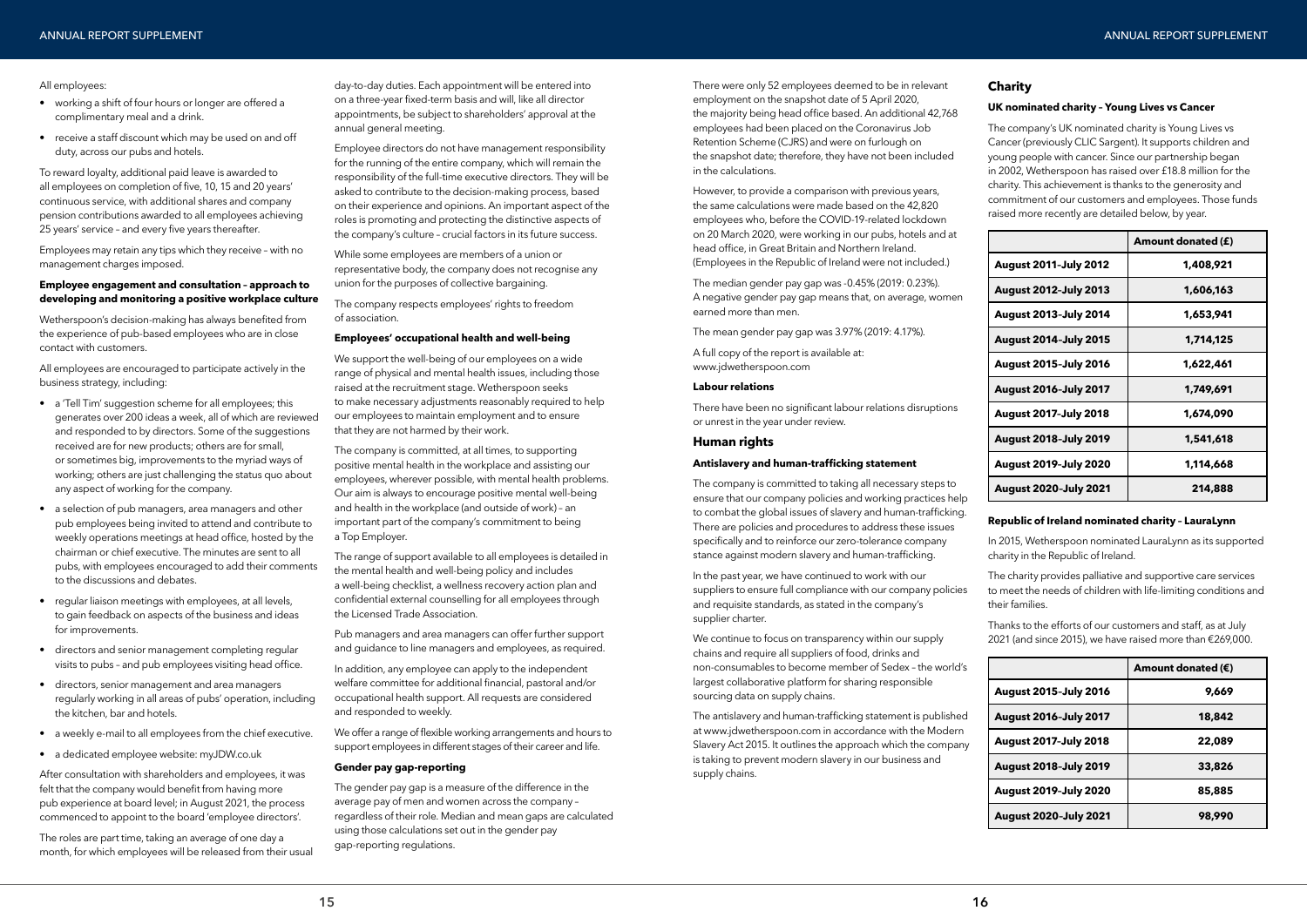All employees:

- working a shift of four hours or longer are offered a complimentary meal and a drink.
- receive a staff discount which may be used on and off duty, across our pubs and hotels.

To reward loyalty, additional paid leave is awarded to all employees on completion of five, 10, 15 and 20 years' continuous service, with additional shares and company pension contributions awarded to all employees achieving 25 years' service – and every five years thereafter.

Employees may retain any tips which they receive – with no management charges imposed.

**Employee engagement and consultation – approach to developing and monitoring a positive workplace culture**

Wetherspoon's decision-making has always benefited from the experience of pub-based employees who are in close contact with customers.

All employees are encouraged to participate actively in the business strategy, including:

- a 'Tell Tim' suggestion scheme for all employees; this generates over 200 ideas a week, all of which are reviewed and responded to by directors. Some of the suggestions received are for new products; others are for small, or sometimes big, improvements to the myriad ways of working; others are just challenging the status quo about any aspect of working for the company.
- a selection of pub managers, area managers and other pub employees being invited to attend and contribute to weekly operations meetings at head office, hosted by the chairman or chief executive. The minutes are sent to all pubs, with employees encouraged to add their comments to the discussions and debates.
- regular liaison meetings with employees, at all levels, to gain feedback on aspects of the business and ideas for improvements.
- directors and senior management completing regular visits to pubs – and pub employees visiting head office.
- directors, senior management and area managers regularly working in all areas of pubs' operation, including the kitchen, bar and hotels.
- a weekly e-mail to all employees from the chief executive.
- a dedicated employee website: myJDW.co.uk

After consultation with shareholders and employees, it was felt that the company would benefit from having more pub experience at board level; in August 2021, the process commenced to appoint to the board 'employee directors'.

The roles are part time, taking an average of one day a month, for which employees will be released from their usual day-to-day duties. Each appointment will be entered into on a three-year fixed-term basis and will, like all director appointments, be subject to shareholders' approval at the annual general meeting.

Employee directors do not have management responsibility for the running of the entire company, which will remain the responsibility of the full-time executive directors. They will be asked to contribute to the decision-making process, based on their experience and opinions. An important aspect of the roles is promoting and protecting the distinctive aspects of the company's culture – crucial factors in its future success.

While some employees are members of a union or representative body, the company does not recognise any union for the purposes of collective bargaining.

The company respects employees' rights to freedom of association.

**Employees' occupational health and well-being**

We support the well-being of our employees on a wide range of physical and mental health issues, including those raised at the recruitment stage. Wetherspoon seeks to make necessary adjustments reasonably required to help our employees to maintain employment and to ensure that they are not harmed by their work.

The company is committed, at all times, to supporting positive mental health in the workplace and assisting our employees, wherever possible, with mental health problems. Our aim is always to encourage positive mental well-being and health in the workplace (and outside of work) – an important part of the company's commitment to being a Top Employer.

The range of support available to all employees is detailed in the mental health and well-being policy and includes a well-being checklist, a wellness recovery action plan and confidential external counselling for all employees through the Licensed Trade Association.

Pub managers and area managers can offer further support and guidance to line managers and employees, as required.

In addition, any employee can apply to the independent welfare committee for additional financial, pastoral and/or occupational health support. All requests are considered and responded to weekly.

We offer a range of flexible working arrangements and hours to support employees in different stages of their career and life.

**Gender pay gap-reporting**

The gender pay gap is a measure of the difference in the average pay of men and women across the company – regardless of their role. Median and mean gaps are calculated using those calculations set out in the gender pay gap-reporting regulations.

There were only 52 employees deemed to be in relevant employment on the snapshot date of 5 April 2020, the majority being head office based. An additional 42,768 employees had been placed on the Coronavirus Job Retention Scheme (CJRS) and were on furlough on the snapshot date; therefore, they have not been included in the calculations.

However, to provide a comparison with previous years, the same calculations were made based on the 42,820 employees who, before the COVID-19-related lockdown on 20 March 2020, were working in our pubs, hotels and at head office, in Great Britain and Northern Ireland. (Employees in the Republic of Ireland were not included.)

The median gender pay gap was -0.45% (2019: 0.23%). A negative gender pay gap means that, on average, women earned more than men.

The mean gender pay gap was 3.97% (2019: 4.17%).

A full copy of the report is available at: www.jdwetherspoon.com

**Labour relations**

There have been no significant labour relations disruptions or unrest in the year under review.

## Human rights

**Antislavery and human-trafficking statement**

The company is committed to taking all necessary steps to ensure that our company policies and working practices help to combat the global issues of slavery and human-trafficking. There are policies and procedures to address these issues specifically and to reinforce our zero-tolerance company stance against modern slavery and human-trafficking.

In the past year, we have continued to work with our suppliers to ensure full compliance with our company policies and requisite standards, as stated in the company's supplier charter.

We continue to focus on transparency within our supply chains and require all suppliers of food, drinks and non-consumables to become member of Sedex – the world's largest collaborative platform for sharing responsible sourcing data on supply chains.

The antislavery and human-trafficking statement is published at www.jdwetherspoon.com in accordance with the Modern Slavery Act 2015. It outlines the approach which the company is taking to prevent modern slavery in our business and supply chains.

## Charity

**UK nominated charity – Young Lives vs Cancer**

The company's UK nominated charity is Young Lives vs Cancer (previously CLIC Sargent). It supports children and young people with cancer. Since our partnership began in 2002, Wetherspoon has raised over £18.8 million for the charity. This achievement is thanks to the generosity and commitment of our customers and employees. Those funds raised more recently are detailed below, by year.

| | Amount donated (£) |
|---|---|
| **August 2011–July 2012** | 1,408,921 |
| **August 2012–July 2013** | 1,606,163 |
| **August 2013–July 2014** | 1,653,941 |
| **August 2014–July 2015** | 1,714,125 |
| **August 2015–July 2016** | 1,622,461 |
| **August 2016–July 2017** | 1,749,691 |
| **August 2017–July 2018** | 1,674,090 |
| **August 2018–July 2019** | 1,541,618 |
| **August 2019–July 2020** | 1,114,668 |
| **August 2020–July 2021** | 214,888 |

**Republic of Ireland nominated charity – LauraLynn**

In 2015, Wetherspoon nominated LauraLynn as its supported charity in the Republic of Ireland.

The charity provides palliative and supportive care services to meet the needs of children with life-limiting conditions and their families.

Thanks to the efforts of our customers and staff, as at July 2021 (and since 2015), we have raised more than €269,000.

| | Amount donated (€) |
|---|---|
| **August 2015–July 2016** | 9,669 |
| **August 2016–July 2017** | 18,842 |
| **August 2017–July 2018** | 22,089 |
| **August 2018–July 2019** | 33,826 |
| **August 2019–July 2020** | 85,885 |
| **August 2020–July 2021** | 98,990 |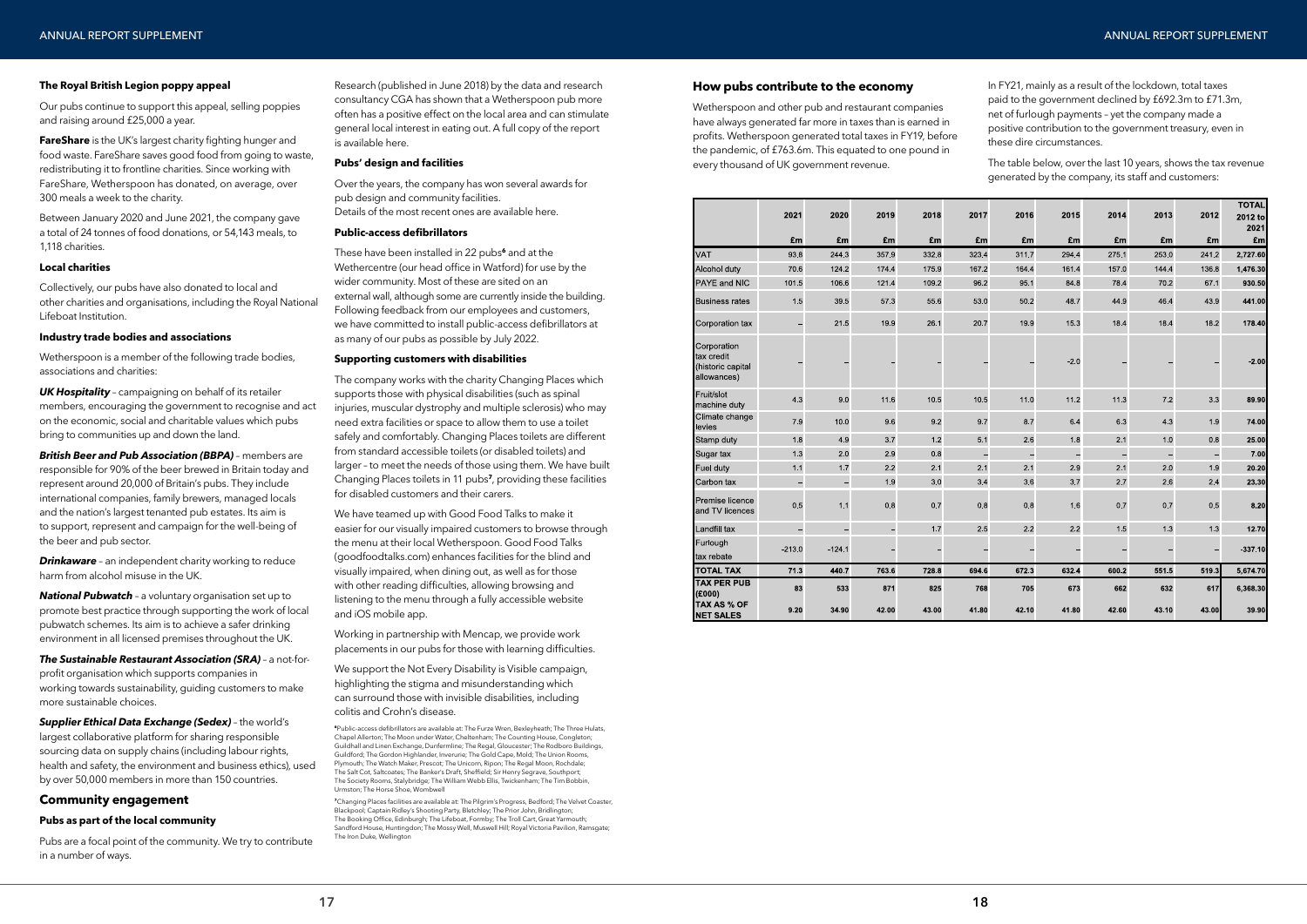### The Royal British Legion poppy appeal

Our pubs continue to support this appeal, selling poppies and raising around £25,000 a year.

**FareShare** is the UK's largest charity fighting hunger and food waste. FareShare saves good food from going to waste, redistributing it to frontline charities. Since working with FareShare, Wetherspoon has donated, on average, over 300 meals a week to the charity.

Between January 2020 and June 2021, the company gave a total of 24 tonnes of food donations, or 54,143 meals, to 1,118 charities.

### Local charities

Collectively, our pubs have also donated to local and other charities and organisations, including the Royal National Lifeboat Institution.

### Industry trade bodies and associations

Wetherspoon is a member of the following trade bodies, associations and charities:

***UK Hospitality*** – campaigning on behalf of its retailer members, encouraging the government to recognise and act on the economic, social and charitable values which pubs bring to communities up and down the land.

***British Beer and Pub Association (BBPA)*** – members are responsible for 90% of the beer brewed in Britain today and represent around 20,000 of Britain's pubs. They include international companies, family brewers, managed locals and the nation's largest tenanted pub estates. Its aim is to support, represent and campaign for the well-being of the beer and pub sector.

***Drinkaware*** – an independent charity working to reduce harm from alcohol misuse in the UK.

***National Pubwatch*** – a voluntary organisation set up to promote best practice through supporting the work of local pubwatch schemes. Its aim is to achieve a safer drinking environment in all licensed premises throughout the UK.

***The Sustainable Restaurant Association (SRA)*** – a not-for-profit organisation which supports companies in working towards sustainability, guiding customers to make more sustainable choices.

***Supplier Ethical Data Exchange (Sedex)*** – the world's largest collaborative platform for sharing responsible sourcing data on supply chains (including labour rights, health and safety, the environment and business ethics), used by over 50,000 members in more than 150 countries.

## Community engagement

### Pubs as part of the local community

Pubs are a focal point of the community. We try to contribute in a number of ways.

Research (published in June 2018) by the data and research consultancy CGA has shown that a Wetherspoon pub more often has a positive effect on the local area and can stimulate general local interest in eating out. A full copy of the report is available here.

### Pubs' design and facilities

Over the years, the company has won several awards for pub design and community facilities.
Details of the most recent ones are available here.

### Public-access defibrillators

These have been installed in 22 pubs[6] and at the Wethercentre (our head office in Watford) for use by the wider community. Most of these are sited on an external wall, although some are currently inside the building. Following feedback from our employees and customers, we have committed to install public-access defibrillators at as many of our pubs as possible by July 2022.

### Supporting customers with disabilities

The company works with the charity Changing Places which supports those with physical disabilities (such as spinal injuries, muscular dystrophy and multiple sclerosis) who may need extra facilities or space to allow them to use a toilet safely and comfortably. Changing Places toilets are different from standard accessible toilets (or disabled toilets) and larger – to meet the needs of those using them. We have built Changing Places toilets in 11 pubs[7], providing these facilities for disabled customers and their carers.

We have teamed up with Good Food Talks to make it easier for our visually impaired customers to browse through the menu at their local Wetherspoon. Good Food Talks (goodfoodtalks.com) enhances facilities for the blind and visually impaired, when dining out, as well as for those with other reading difficulties, allowing browsing and listening to the menu through a fully accessible website and iOS mobile app.

Working in partnership with Mencap, we provide work placements in our pubs for those with learning difficulties.

We support the Not Every Disability is Visible campaign, highlighting the stigma and misunderstanding which can surround those with invisible disabilities, including colitis and Crohn's disease.

[6] Public-access defibrillators are available at: The Furze Wren, Bexleyheath; The Three Hulats, Chapel Allerton; The Moon under Water, Cheltenham; The Counting House, Congleton; Guildhall and Linen Exchange, Dunfermline; The Regal, Gloucester; The Rodboro Buildings, Guildford; The Gordon Highlander, Inverurie; The Gold Cape, Mold; The Union Rooms, Plymouth; The Watch Maker, Prescot; The Unicorn, Ripon; The Regal Moon, Rochdale; The Salt Cot, Saltcoates; The Banker's Draft, Sheffield; Sir Henry Segrave, Southport; The Society Rooms, Stalybridge; The William Webb Ellis, Twickenham; The Tim Bobbin, Urmston; The Horse Shoe, Wombwell

[7] Changing Places facilities are available at: The Pilgrim's Progress, Bedford; The Velvet Coaster, Blackpool; Captain Ridley's Shooting Party, Bletchley; The Prior John, Bridlington; The Booking Office, Edinburgh; The Lifeboat, Formby; The Troll Cart, Great Yarmouth; Sandford House, Huntingdon; The Mossy Well, Muswell Hill; Royal Victoria Pavilion, Ramsgate; The Iron Duke, Wellington

## How pubs contribute to the economy

Wetherspoon and other pub and restaurant companies have always generated far more in taxes than is earned in profits. Wetherspoon generated total taxes in FY19, before the pandemic, of £763.6m. This equated to one pound in every thousand of UK government revenue.

In FY21, mainly as a result of the lockdown, total taxes paid to the government declined by £692.3m to £71.3m, net of furlough payments – yet the company made a positive contribution to the government treasury, even in these dire circumstances.

The table below, over the last 10 years, shows the tax revenue generated by the company, its staff and customers:

| | 2021 | 2020 | 2019 | 2018 | 2017 | 2016 | 2015 | 2014 | 2013 | 2012 | TOTAL 2012 to 2021 |
|---|---|---|---|---|---|---|---|---|---|---|---|
| | £m | £m | £m | £m | £m | £m | £m | £m | £m | £m | £m |
| VAT | 93.6 | 244.3 | 357.9 | 332.8 | 323.4 | 311.7 | 294.4 | 275.1 | 253.0 | 241.2 | 2,727.60 |
| Alcohol duty | 70.6 | 124.2 | 174.4 | 175.9 | 167.2 | 164.4 | 161.4 | 157.0 | 144.4 | 136.8 | 1,476.30 |
| PAYE and NIC | 101.5 | 106.6 | 121.4 | 109.2 | 96.2 | 95.1 | 84.8 | 78.4 | 70.2 | 67.1 | 930.50 |
| Business rates | 1.5 | 39.5 | 57.3 | 55.6 | 53.0 | 50.2 | 48.7 | 44.9 | 46.4 | 43.9 | 441.00 |
| Corporation tax | – | 21.5 | 19.9 | 26.1 | 20.7 | 19.9 | 15.3 | 18.4 | 18.4 | 18.2 | 178.40 |
| Corporation tax credit (historic capital allowances) | – | – | – | – | – | – | -2.0 | – | – | – | -2.00 |
| Fruit/slot machine duty | 4.3 | 9.0 | 11.6 | 10.5 | 10.5 | 11.0 | 11.2 | 11.3 | 7.2 | 3.3 | 89.90 |
| Climate change levies | 7.9 | 10.0 | 9.6 | 9.2 | 9.7 | 8.7 | 6.4 | 6.3 | 4.3 | 1.9 | 74.00 |
| Stamp duty | 1.8 | 4.9 | 3.7 | 1.2 | 5.1 | 2.6 | 1.8 | 2.1 | 1.0 | 0.8 | 25.00 |
| Sugar tax | 1.3 | 2.0 | 2.9 | 0.8 | – | – | – | – | – | – | 7.00 |
| Fuel duty | 1.1 | 1.7 | 2.2 | 2.1 | 2.1 | 2.1 | 2.9 | 2.1 | 2.0 | 1.9 | 20.20 |
| Carbon tax | – | – | 1.9 | 3.0 | 3.4 | 3.6 | 3.7 | 2.7 | 2.6 | 2.4 | 23.30 |
| Premise licence and TV licences | 0.5 | 1.1 | 0.8 | 0.7 | 0.8 | 0.8 | 1.6 | 0.7 | 0.7 | 0.5 | 8.20 |
| Landfill tax | – | – | – | 1.7 | 2.5 | 2.2 | 2.2 | 1.5 | 1.3 | 1.3 | 12.70 |
| Furlough tax rebate | -213.0 | -124.1 | – | – | – | – | – | – | – | – | -337.10 |
| **TOTAL TAX** | **71.3** | **440.7** | **763.6** | **728.8** | **694.6** | **672.3** | **632.4** | **600.2** | **551.5** | **519.3** | **5,674.70** |
| **TAX PER PUB (£000)** | **83** | **533** | **871** | **825** | **768** | **705** | **673** | **662** | **632** | **617** | **6,368.30** |
| **TAX AS % OF NET SALES** | **9.20** | **34.90** | **42.00** | **43.00** | **41.80** | **42.10** | **41.80** | **42.60** | **43.10** | **43.00** | **39.90** |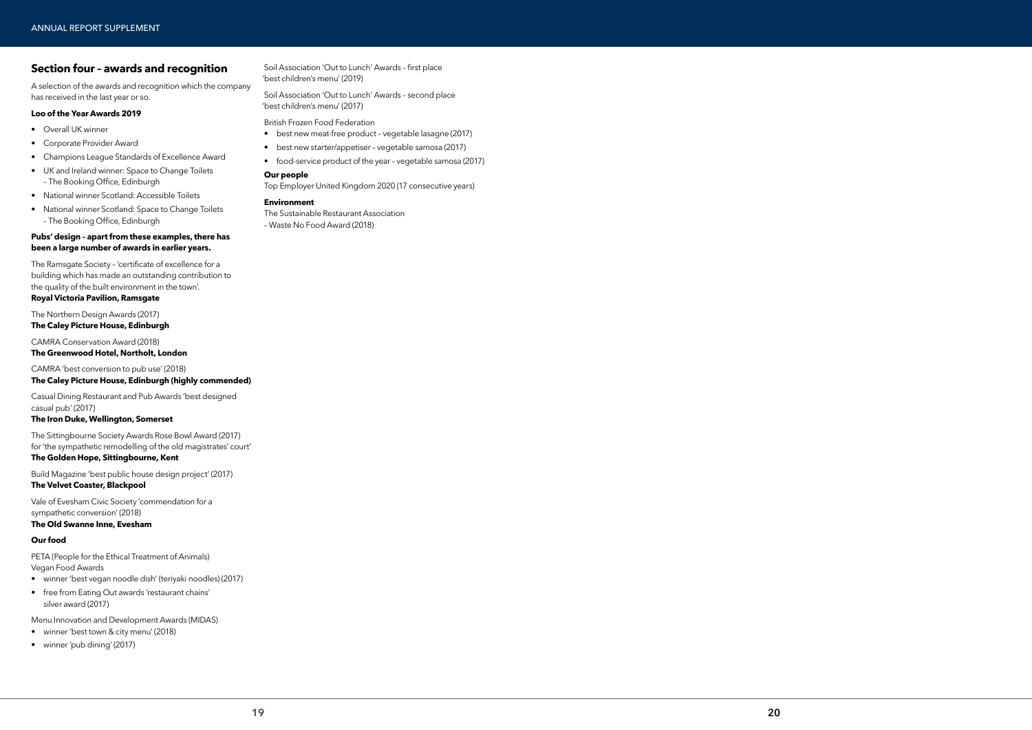## Section four – awards and recognition

A selection of the awards and recognition which the company has received in the last year or so.

**Loo of the Year Awards 2019**

- Overall UK winner
- Corporate Provider Award
- Champions League Standards of Excellence Award
- UK and Ireland winner: Space to Change Toilets – The Booking Office, Edinburgh
- National winner Scotland: Accessible Toilets
- National winner Scotland: Space to Change Toilets – The Booking Office, Edinburgh

**Pubs' design – apart from these examples, there has been a large number of awards in earlier years.**

The Ramsgate Society – 'certificate of excellence for a building which has made an outstanding contribution to the quality of the built environment in the town'.
**Royal Victoria Pavilion, Ramsgate**

The Northern Design Awards (2017)
**The Caley Picture House, Edinburgh**

CAMRA Conservation Award (2018)
**The Greenwood Hotel, Northolt, London**

CAMRA 'best conversion to pub use' (2018)
**The Caley Picture House, Edinburgh (highly commended)**

Casual Dining Restaurant and Pub Awards 'best designed casual pub' (2017)
**The Iron Duke, Wellington, Somerset**

The Sittingbourne Society Awards Rose Bowl Award (2017) for 'the sympathetic remodelling of the old magistrates' court'
**The Golden Hope, Sittingbourne, Kent**

Build Magazine 'best public house design project' (2017)
**The Velvet Coaster, Blackpool**

Vale of Evesham Civic Society 'commendation for a sympathetic conversion' (2018)
**The Old Swanne Inne, Evesham**

**Our food**

PETA (People for the Ethical Treatment of Animals) Vegan Food Awards

- winner 'best vegan noodle dish' (teriyaki noodles) (2017)
- free from Eating Out awards 'restaurant chains' silver award (2017)

Menu Innovation and Development Awards (MIDAS)

- winner 'best town & city menu' (2018)
- winner 'pub dining' (2017)

Soil Association 'Out to Lunch' Awards – first place 'best children's menu' (2019)

Soil Association 'Out to Lunch' Awards – second place 'best children's menu' (2017)

British Frozen Food Federation

- best new meat-free product – vegetable lasagne (2017)
- best new starter/appetiser – vegetable samosa (2017)
- food-service product of the year – vegetable samosa (2017)

**Our people**

Top Employer United Kingdom 2020 (17 consecutive years)

**Environment**

The Sustainable Restaurant Association – Waste No Food Award (2018)